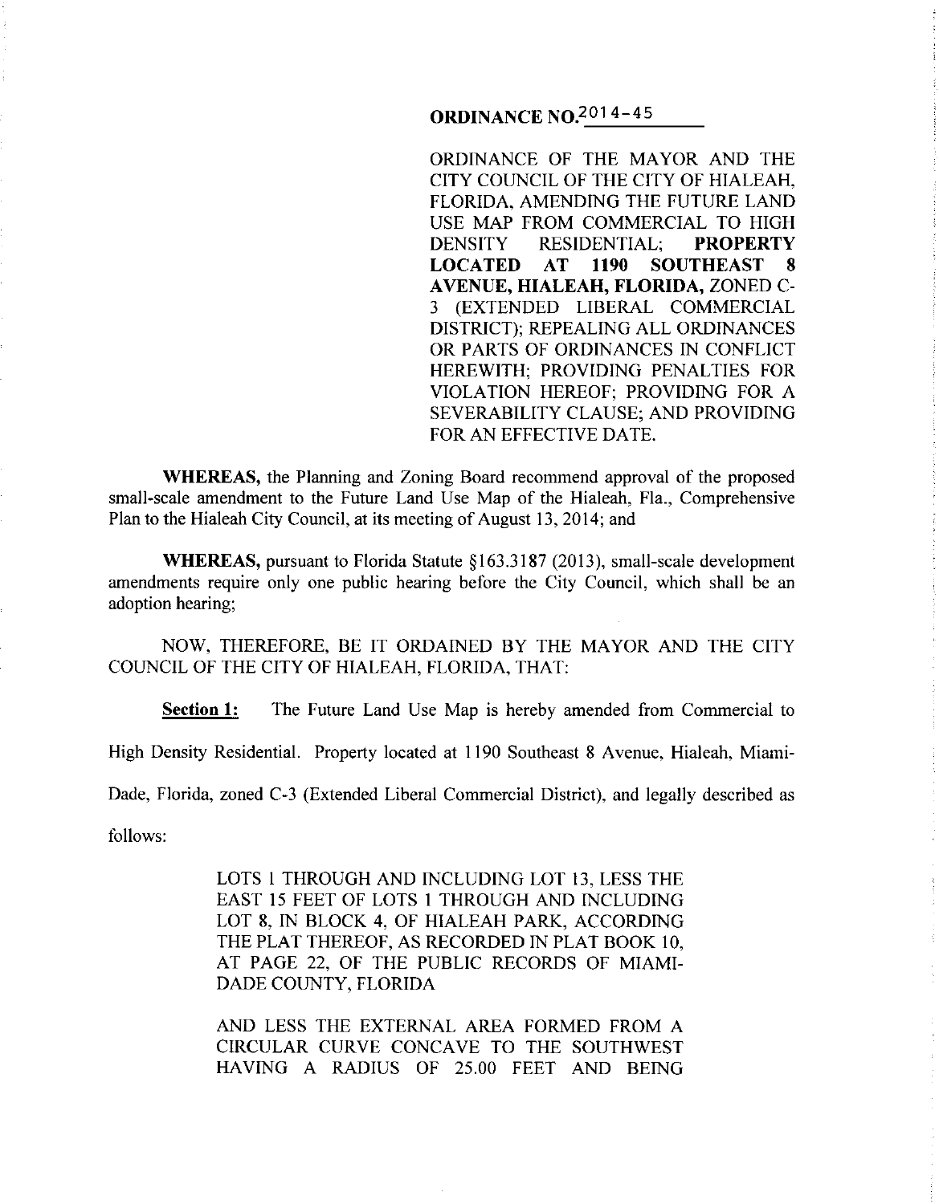**ORDINANCE NO.2014-45**

ORDINANCE OF THE MAYOR AND THE CITY COUNCIL OF THE CITY OF HIALEAH, FLORIDA, AMENDING THE FUTURE LAND USE MAP FROM COMMERCIAL TO HIGH DENSITY RESIDENTIAL; **PROPERTY LOCATED AT 1190 SOUTHEAST 8 AVENUE, HIALEAH, FLORIDA,** ZONED C-3 (EXTENDED LIBERAL COMMERCIAL DISTRICT); REPEALING ALL ORDINANCES OR PARTS OF ORDINANCES IN CONFLICT HEREWITH; PROVIDING PENALTIES FOR VIOLATION HEREOF; PROVIDING FOR A SEVERABILITY CLAUSE; AND PROVIDING FOR AN EFFECTIVE DATE.

**WHEREAS,** the Planning and Zoning Board recommend approval of the proposed small-scale amendment to the Future Land Use Map of the Hialeah, Fla., Comprehensive Plan to the Hialeah City Council, at its meeting of August 13, 2014; and

**WHEREAS,** pursuant to Florida Statute §163.3187 (2013), small-scale development amendments require only one public hearing before the City Council, which shall be an adoption hearing;

NOW, THEREFORE, BE IT ORDAINED BY THE MAYOR AND THE CITY COUNCIL OF THE CITY OF HIALEAH, FLORIDA, THAT:

**Section 1:** The Future Land Use Map is hereby amended from Commercial to High Density Residential. Property located at 1190 Southeast 8 Avenue, Hialeah, Miami-Dade, Florida, zoned C-3 (Extended Liberal Commercial District), and legally described as follows:

> LOTS 1 THROUGH AND INCLUDING LOT 13, LESS THE EAST 15 FEET OF LOTS 1 THROUGH AND INCLUDING LOT 8, IN BLOCK 4, OF HIALEAH PARK, ACCORDING THE PLAT THEREOF, AS RECORDED IN PLAT BOOK 10, AT PAGE 22, OF THE PUBLIC RECORDS OF MIAMI-DADE COUNTY, FLORIDA
>
> AND LESS THE EXTERNAL AREA FORMED FROM A CIRCULAR CURVE CONCAVE TO THE SOUTHWEST HAVING A RADIUS OF 25.00 FEET AND BEING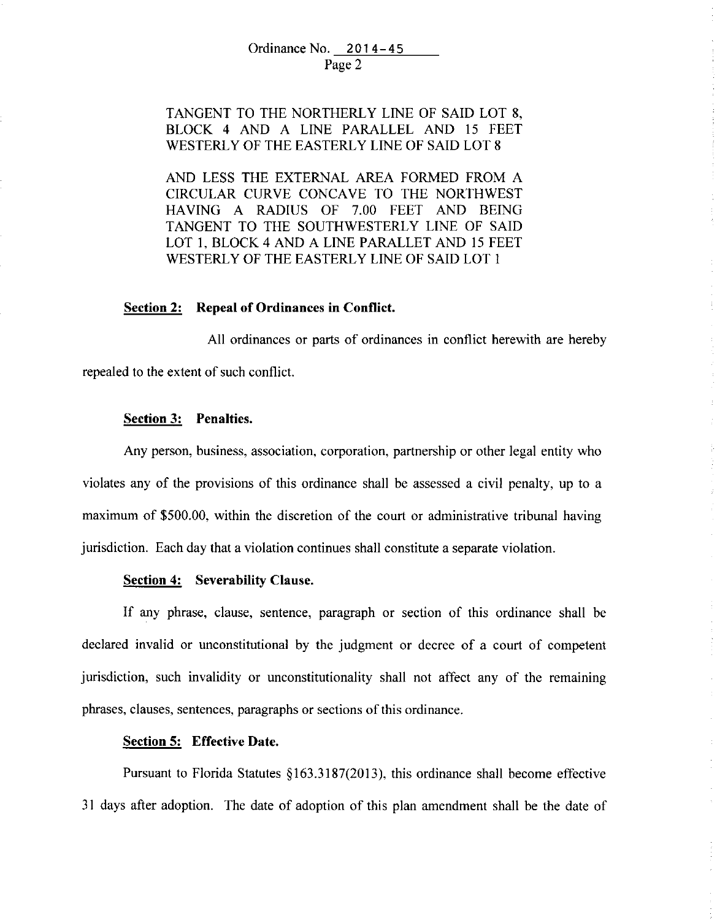TANGENT TO THE NORTHERLY LINE OF SAID LOT 8, BLOCK 4 AND A LINE PARALLEL AND 15 FEET WESTERLY OF THE EASTERLY LINE OF SAID LOT 8

AND LESS THE EXTERNAL AREA FORMED FROM A CIRCULAR CURVE CONCAVE TO THE NORTHWEST HAVING A RADIUS OF 7.00 FEET AND BEING TANGENT TO THE SOUTHWESTERLY LINE OF SAID LOT 1, BLOCK 4 AND A LINE PARALLET AND 15 FEET WESTERLY OF THE EASTERLY LINE OF SAID LOT 1

**Section 2: Repeal of Ordinances in Conflict.**

All ordinances or parts of ordinances in conflict herewith are hereby repealed to the extent of such conflict.

**Section 3: Penalties.**

Any person, business, association, corporation, partnership or other legal entity who violates any of the provisions of this ordinance shall be assessed a civil penalty, up to a maximum of $500.00, within the discretion of the court or administrative tribunal having jurisdiction. Each day that a violation continues shall constitute a separate violation.

**Section 4: Severability Clause.**

If any phrase, clause, sentence, paragraph or section of this ordinance shall be declared invalid or unconstitutional by the judgment or decree of a court of competent jurisdiction, such invalidity or unconstitutionality shall not affect any of the remaining phrases, clauses, sentences, paragraphs or sections of this ordinance.

**Section 5: Effective Date.**

Pursuant to Florida Statutes §163.3187(2013), this ordinance shall become effective 31 days after adoption. The date of adoption of this plan amendment shall be the date of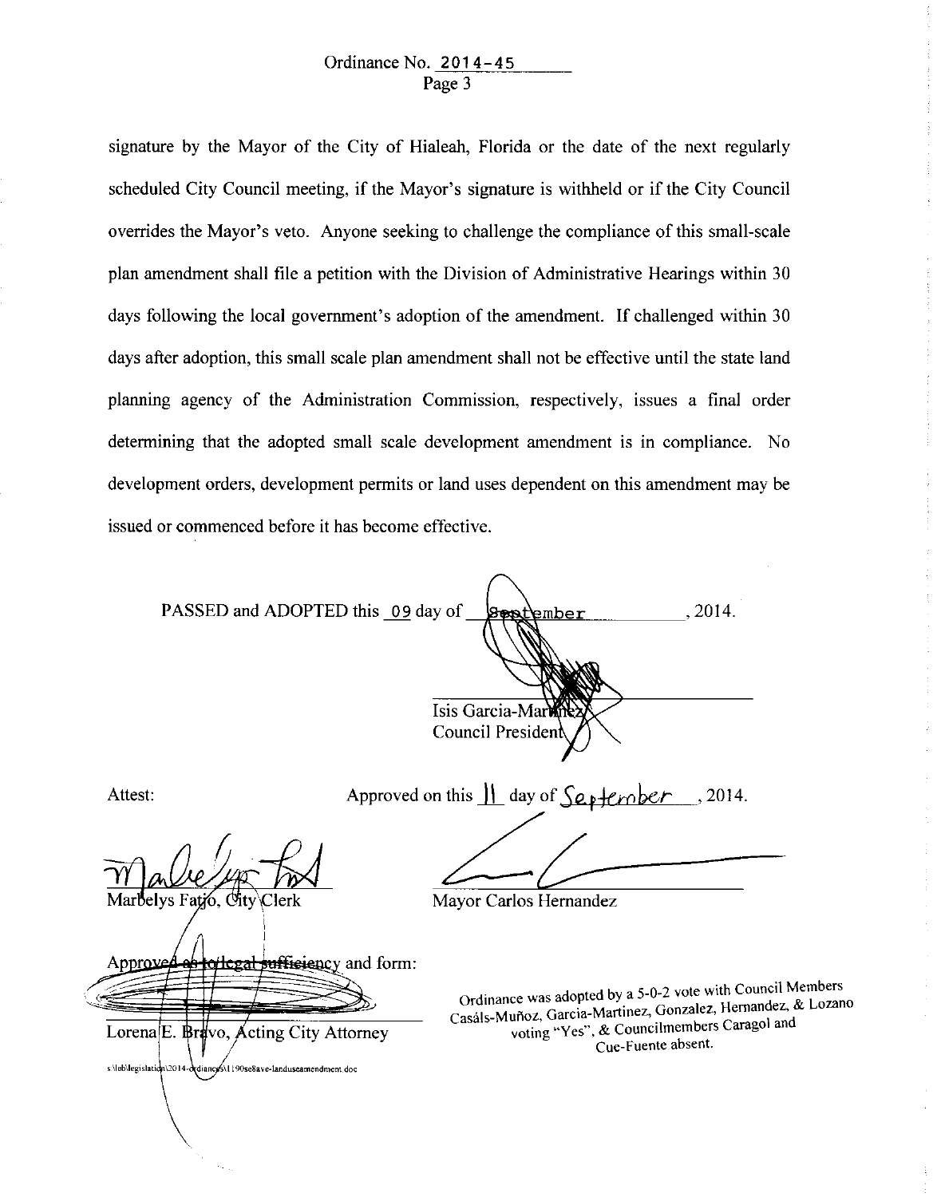signature by the Mayor of the City of Hialeah, Florida or the date of the next regularly scheduled City Council meeting, if the Mayor's signature is withheld or if the City Council overrides the Mayor's veto. Anyone seeking to challenge the compliance of this small-scale plan amendment shall file a petition with the Division of Administrative Hearings within 30 days following the local government's adoption of the amendment. If challenged within 30 days after adoption, this small scale plan amendment shall not be effective until the state land planning agency of the Administration Commission, respectively, issues a final order determining that the adopted small scale development amendment is in compliance. No development orders, development permits or land uses dependent on this amendment may be issued or commenced before it has become effective.

PASSED and ADOPTED this 09 day of September, 2014.

Isis Garcia-Martinez
Council President

Attest:

Approved on this 11 day of September, 2014.

Marbelys Fatjo, City Clerk

Mayor Carlos Hernandez

Approved as to legal sufficiency and form:

Lorena E. Bravo, Acting City Attorney

s:\leb\legislation\2014-ordinances\1190se8ave-landuseamendment.doc

Ordinance was adopted by a 5-0-2 vote with Council Members Casáls-Muñoz, Garcia-Martinez, Gonzalez, Hernandez, & Lozano voting "Yes", & Councilmembers Caragol and Cue-Fuente absent.